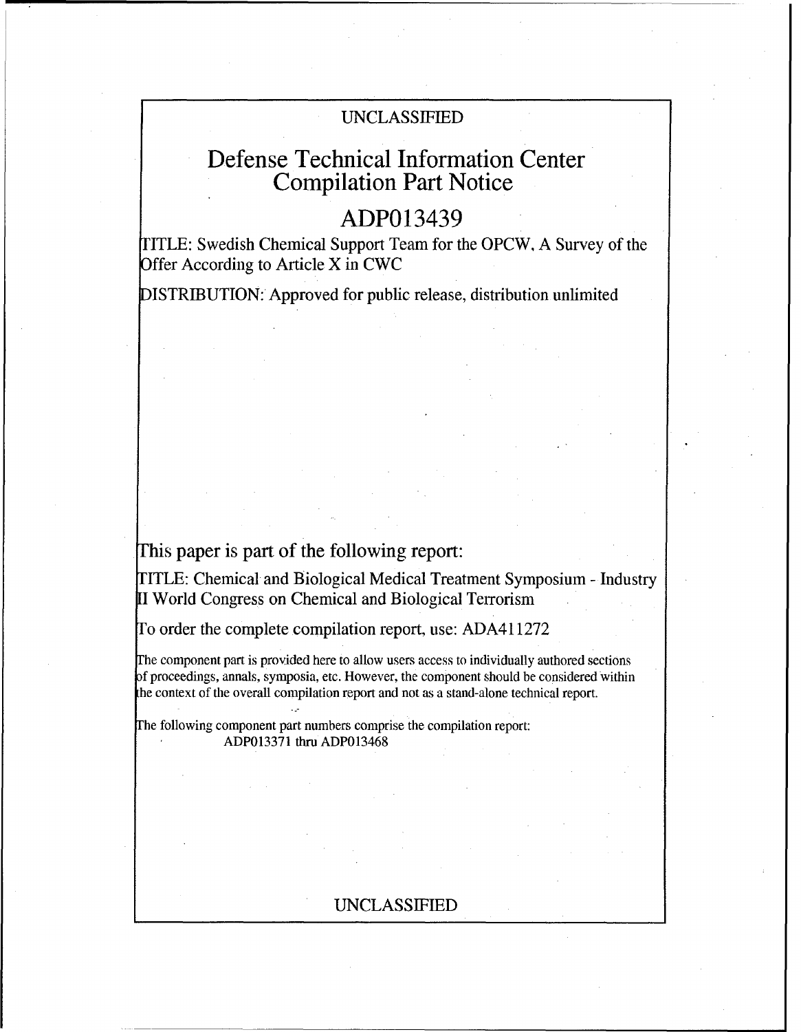UNCLASSIFIED

# Defense Technical Information Center Compilation Part Notice

## ADP013439

TITLE: Swedish Chemical Support Team for the OPCW, A Survey of the Offer According to Article X in CWC

DISTRIBUTION: Approved for public release, distribution unlimited

This paper is part of the following report:

TITLE: Chemical and Biological Medical Treatment Symposium - Industry II World Congress on Chemical and Biological Terrorism

To order the complete compilation report, use: ADA411272

The component part is provided here to allow users access to individually authored sections of proceedings, annals, symposia, etc. However, the component should be considered within the context of the overall compilation report and not as a stand-alone technical report.

The following component part numbers comprise the compilation report:
ADP013371 thru ADP013468

UNCLASSIFIED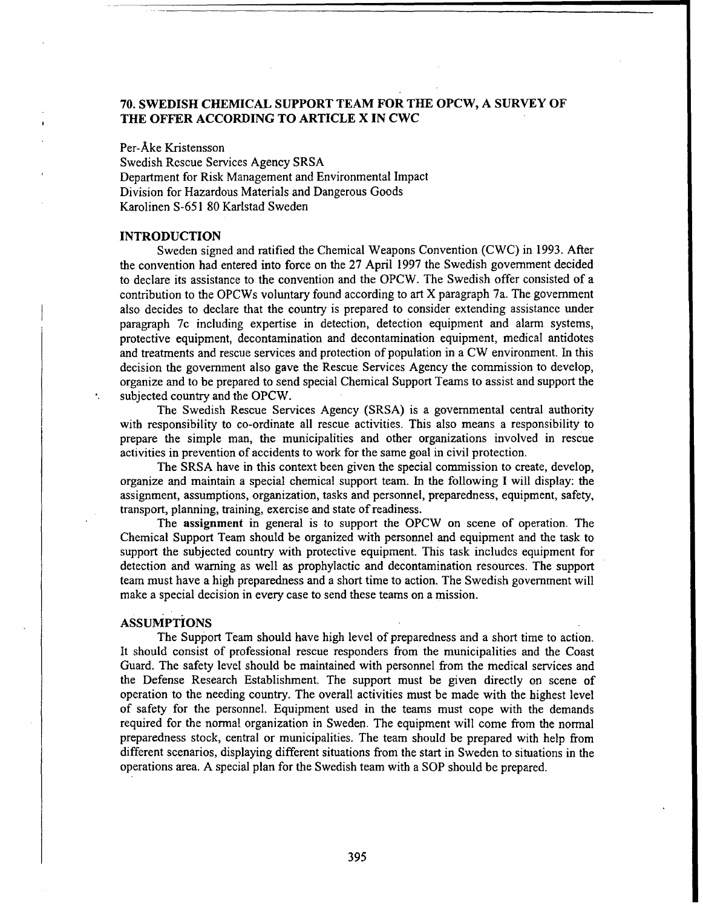## 70. SWEDISH CHEMICAL SUPPORT TEAM FOR THE OPCW, A SURVEY OF THE OFFER ACCORDING TO ARTICLE X IN CWC

Per-Åke Kristensson  
Swedish Rescue Services Agency SRSA  
Department for Risk Management and Environmental Impact  
Division for Hazardous Materials and Dangerous Goods  
Karolinen S-651 80 Karlstad Sweden

### INTRODUCTION

Sweden signed and ratified the Chemical Weapons Convention (CWC) in 1993. After the convention had entered into force on the 27 April 1997 the Swedish government decided to declare its assistance to the convention and the OPCW. The Swedish offer consisted of a contribution to the OPCWs voluntary found according to art X paragraph 7a. The government also decides to declare that the country is prepared to consider extending assistance under paragraph 7c including expertise in detection, detection equipment and alarm systems, protective equipment, decontamination and decontamination equipment, medical antidotes and treatments and rescue services and protection of population in a CW environment. In this decision the government also gave the Rescue Services Agency the commission to develop, organize and to be prepared to send special Chemical Support Teams to assist and support the subjected country and the OPCW.

The Swedish Rescue Services Agency (SRSA) is a governmental central authority with responsibility to co-ordinate all rescue activities. This also means a responsibility to prepare the simple man, the municipalities and other organizations involved in rescue activities in prevention of accidents to work for the same goal in civil protection.

The SRSA have in this context been given the special commission to create, develop, organize and maintain a special chemical support team. In the following I will display: the assignment, assumptions, organization, tasks and personnel, preparedness, equipment, safety, transport, planning, training, exercise and state of readiness.

The **assignment** in general is to support the OPCW on scene of operation. The Chemical Support Team should be organized with personnel and equipment and the task to support the subjected country with protective equipment. This task includes equipment for detection and warning as well as prophylactic and decontamination resources. The support team must have a high preparedness and a short time to action. The Swedish government will make a special decision in every case to send these teams on a mission.

### ASSUMPTIONS

The Support Team should have high level of preparedness and a short time to action. It should consist of professional rescue responders from the municipalities and the Coast Guard. The safety level should be maintained with personnel from the medical services and the Defense Research Establishment. The support must be given directly on scene of operation to the needing country. The overall activities must be made with the highest level of safety for the personnel. Equipment used in the teams must cope with the demands required for the normal organization in Sweden. The equipment will come from the normal preparedness stock, central or municipalities. The team should be prepared with help from different scenarios, displaying different situations from the start in Sweden to situations in the operations area. A special plan for the Swedish team with a SOP should be prepared.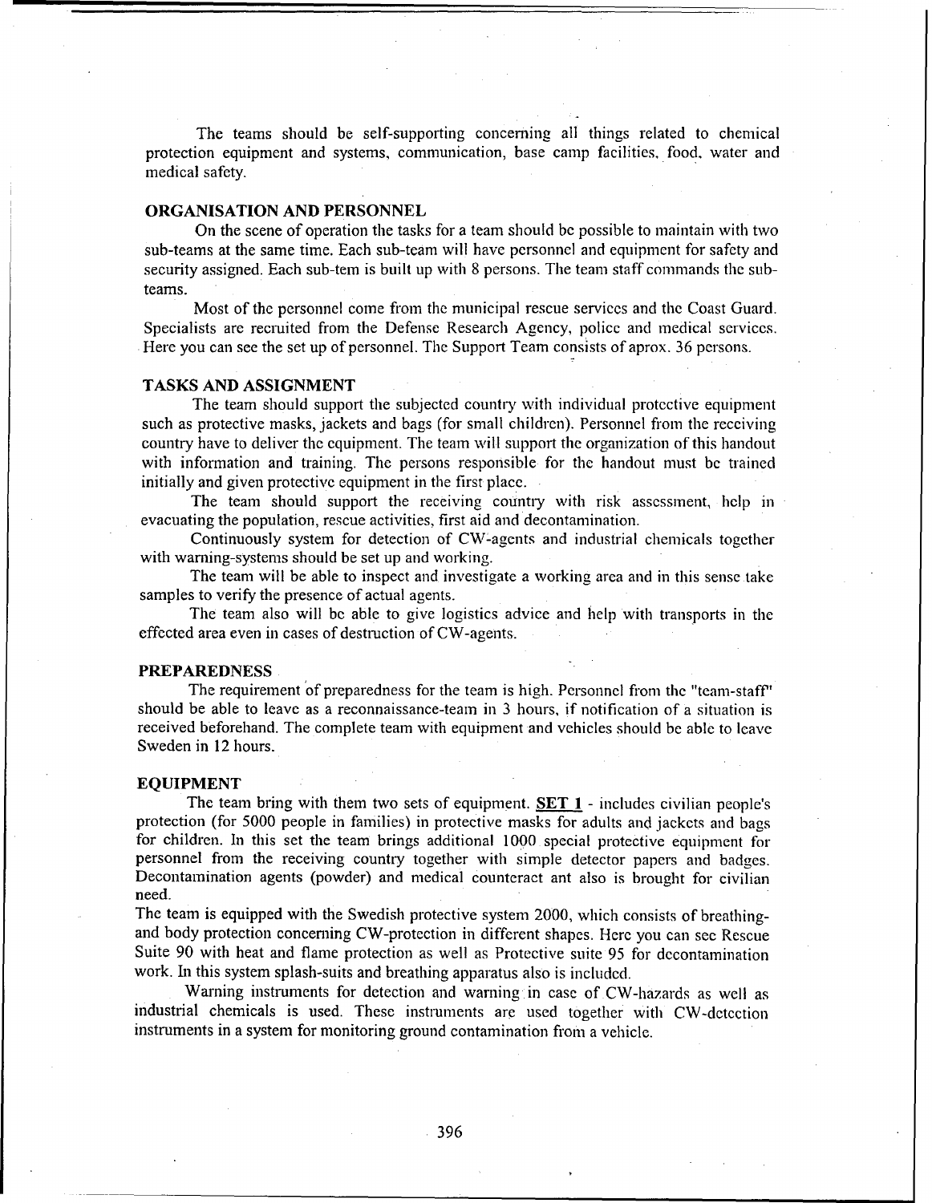The teams should be self-supporting concerning all things related to chemical protection equipment and systems, communication, base camp facilities, food, water and medical safety.

## ORGANISATION AND PERSONNEL

On the scene of operation the tasks for a team should be possible to maintain with two sub-teams at the same time. Each sub-team will have personnel and equipment for safety and security assigned. Each sub-tem is built up with 8 persons. The team staff commands the sub-teams.

Most of the personnel come from the municipal rescue services and the Coast Guard. Specialists are recruited from the Defense Research Agency, police and medical services. Here you can see the set up of personnel. The Support Team consists of aprox. 36 persons.

## TASKS AND ASSIGNMENT

The team should support the subjected country with individual protective equipment such as protective masks, jackets and bags (for small children). Personnel from the receiving country have to deliver the equipment. The team will support the organization of this handout with information and training. The persons responsible for the handout must be trained initially and given protective equipment in the first place.

The team should support the receiving country with risk assessment, help in evacuating the population, rescue activities, first aid and decontamination.

Continuously system for detection of CW-agents and industrial chemicals together with warning-systems should be set up and working.

The team will be able to inspect and investigate a working area and in this sense take samples to verify the presence of actual agents.

The team also will be able to give logistics advice and help with transports in the effected area even in cases of destruction of CW-agents.

## PREPAREDNESS

The requirement of preparedness for the team is high. Personnel from the "team-staff" should be able to leave as a reconnaissance-team in 3 hours, if notification of a situation is received beforehand. The complete team with equipment and vehicles should be able to leave Sweden in 12 hours.

## EQUIPMENT

The team bring with them two sets of equipment. **SET 1** - includes civilian people's protection (for 5000 people in families) in protective masks for adults and jackets and bags for children. In this set the team brings additional 1000 special protective equipment for personnel from the receiving country together with simple detector papers and badges. Decontamination agents (powder) and medical counteract ant also is brought for civilian need.

The team is equipped with the Swedish protective system 2000, which consists of breathing- and body protection concerning CW-protection in different shapes. Here you can see Rescue Suite 90 with heat and flame protection as well as Protective suite 95 for decontamination work. In this system splash-suits and breathing apparatus also is included.

Warning instruments for detection and warning in case of CW-hazards as well as industrial chemicals is used. These instruments are used together with CW-detection instruments in a system for monitoring ground contamination from a vehicle.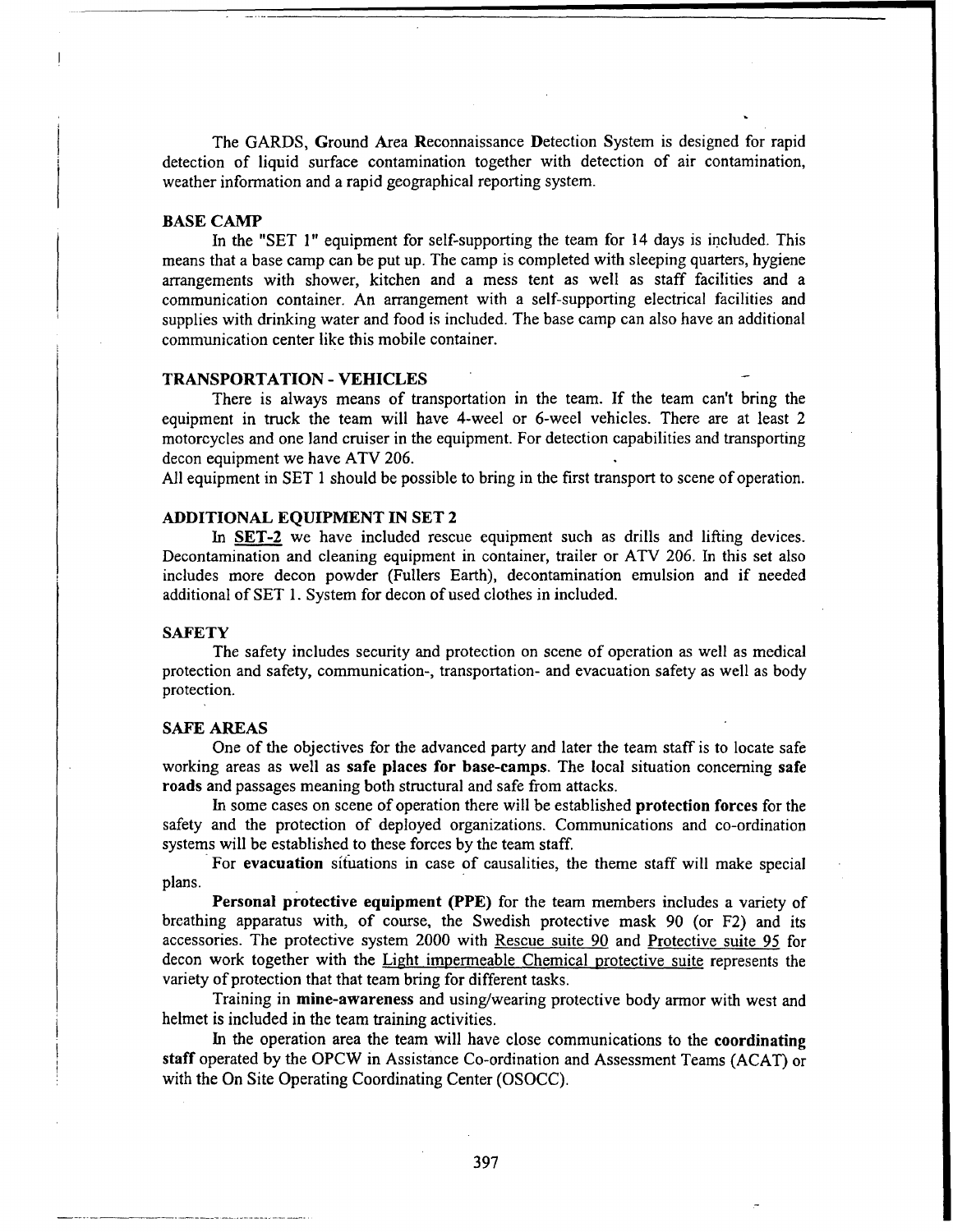The GARDS, **G**round **A**rea **R**econnaissance **D**etection **S**ystem is designed for rapid detection of liquid surface contamination together with detection of air contamination, weather information and a rapid geographical reporting system.

## BASE CAMP

In the "SET 1" equipment for self-supporting the team for 14 days is included. This means that a base camp can be put up. The camp is completed with sleeping quarters, hygiene arrangements with shower, kitchen and a mess tent as well as staff facilities and a communication container. An arrangement with a self-supporting electrical facilities and supplies with drinking water and food is included. The base camp can also have an additional communication center like this mobile container.

## TRANSPORTATION - VEHICLES

There is always means of transportation in the team. If the team can't bring the equipment in truck the team will have 4-weel or 6-weel vehicles. There are at least 2 motorcycles and one land cruiser in the equipment. For detection capabilities and transporting decon equipment we have ATV 206.

All equipment in SET 1 should be possible to bring in the first transport to scene of operation.

## ADDITIONAL EQUIPMENT IN SET 2

In **SET-2** we have included rescue equipment such as drills and lifting devices. Decontamination and cleaning equipment in container, trailer or ATV 206. In this set also includes more decon powder (Fullers Earth), decontamination emulsion and if needed additional of SET 1. System for decon of used clothes in included.

## SAFETY

The safety includes security and protection on scene of operation as well as medical protection and safety, communication-, transportation- and evacuation safety as well as body protection.

## SAFE AREAS

One of the objectives for the advanced party and later the team staff is to locate safe working areas as well as **safe places for base-camps**. The local situation concerning **safe roads** and passages meaning both structural and safe from attacks.

In some cases on scene of operation there will be established **protection forces** for the safety and the protection of deployed organizations. Communications and co-ordination systems will be established to these forces by the team staff.

For **evacuation** situations in case of causalities, the theme staff will make special plans.

**Personal protective equipment (PPE)** for the team members includes a variety of breathing apparatus with, of course, the Swedish protective mask 90 (or F2) and its accessories. The protective system 2000 with Rescue suite 90 and Protective suite 95 for decon work together with the Light impermeable Chemical protective suite represents the variety of protection that that team bring for different tasks.

Training in **mine-awareness** and using/wearing protective body armor with west and helmet is included in the team training activities.

In the operation area the team will have close communications to the **coordinating staff** operated by the OPCW in Assistance Co-ordination and Assessment Teams (ACAT) or with the On Site Operating Coordinating Center (OSOCC).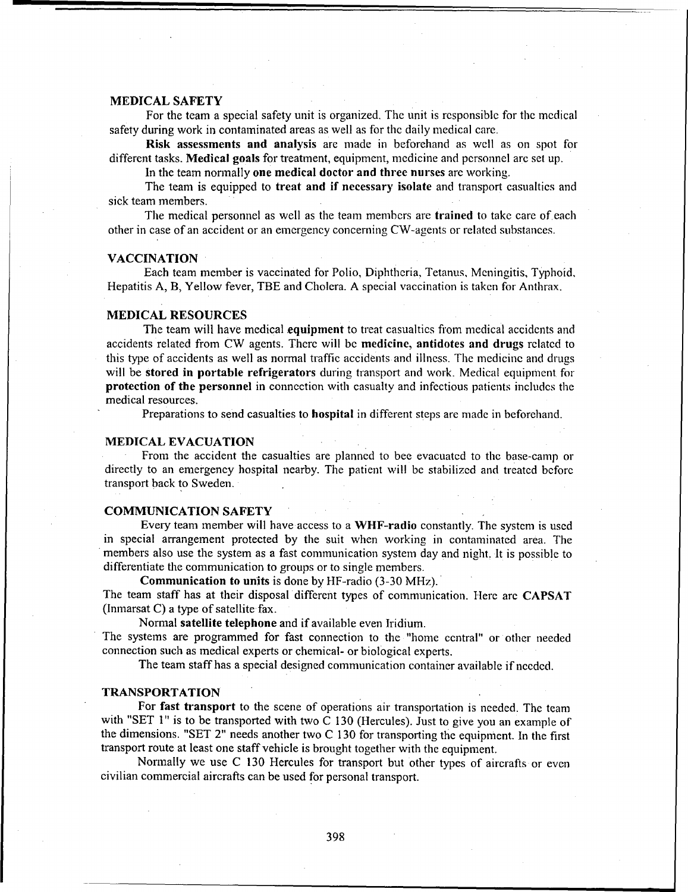## MEDICAL SAFETY

For the team a special safety unit is organized. The unit is responsible for the medical safety during work in contaminated areas as well as for the daily medical care.

**Risk assessments and analysis** are made in beforehand as well as on spot for different tasks. **Medical goals** for treatment, equipment, medicine and personnel are set up.

In the team normally **one medical doctor and three nurses** are working.

The team is equipped to **treat and if necessary isolate** and transport casualties and sick team members.

The medical personnel as well as the team members are **trained** to take care of each other in case of an accident or an emergency concerning CW-agents or related substances.

## VACCINATION

Each team member is vaccinated for Polio, Diphtheria, Tetanus, Meningitis, Typhoid, Hepatitis A, B, Yellow fever, TBE and Cholera. A special vaccination is taken for Anthrax.

## MEDICAL RESOURCES

The team will have medical **equipment** to treat casualties from medical accidents and accidents related from CW agents. There will be **medicine, antidotes and drugs** related to this type of accidents as well as normal traffic accidents and illness. The medicine and drugs will be **stored in portable refrigerators** during transport and work. Medical equipment for **protection of the personnel** in connection with casualty and infectious patients includes the medical resources.

Preparations to send casualties to **hospital** in different steps are made in beforehand.

## MEDICAL EVACUATION

From the accident the casualties are planned to bee evacuated to the base-camp or directly to an emergency hospital nearby. The patient will be stabilized and treated before transport back to Sweden.

## COMMUNICATION SAFETY

Every team member will have access to a **WHF-radio** constantly. The system is used in special arrangement protected by the suit when working in contaminated area. The members also use the system as a fast communication system day and night. It is possible to differentiate the communication to groups or to single members.

**Communication to units** is done by HF-radio (3-30 MHz).

The team staff has at their disposal different types of communication. Here are **CAPSAT** (Inmarsat C) a type of satellite fax.

Normal **satellite telephone** and if available even Iridium.

The systems are programmed for fast connection to the "home central" or other needed connection such as medical experts or chemical- or biological experts.

The team staff has a special designed communication container available if needed.

## TRANSPORTATION

For **fast transport** to the scene of operations air transportation is needed. The team with "SET 1" is to be transported with two C 130 (Hercules). Just to give you an example of the dimensions. "SET 2" needs another two C 130 for transporting the equipment. In the first transport route at least one staff vehicle is brought together with the equipment.

Normally we use C 130 Hercules for transport but other types of aircrafts or even civilian commercial aircrafts can be used for personal transport.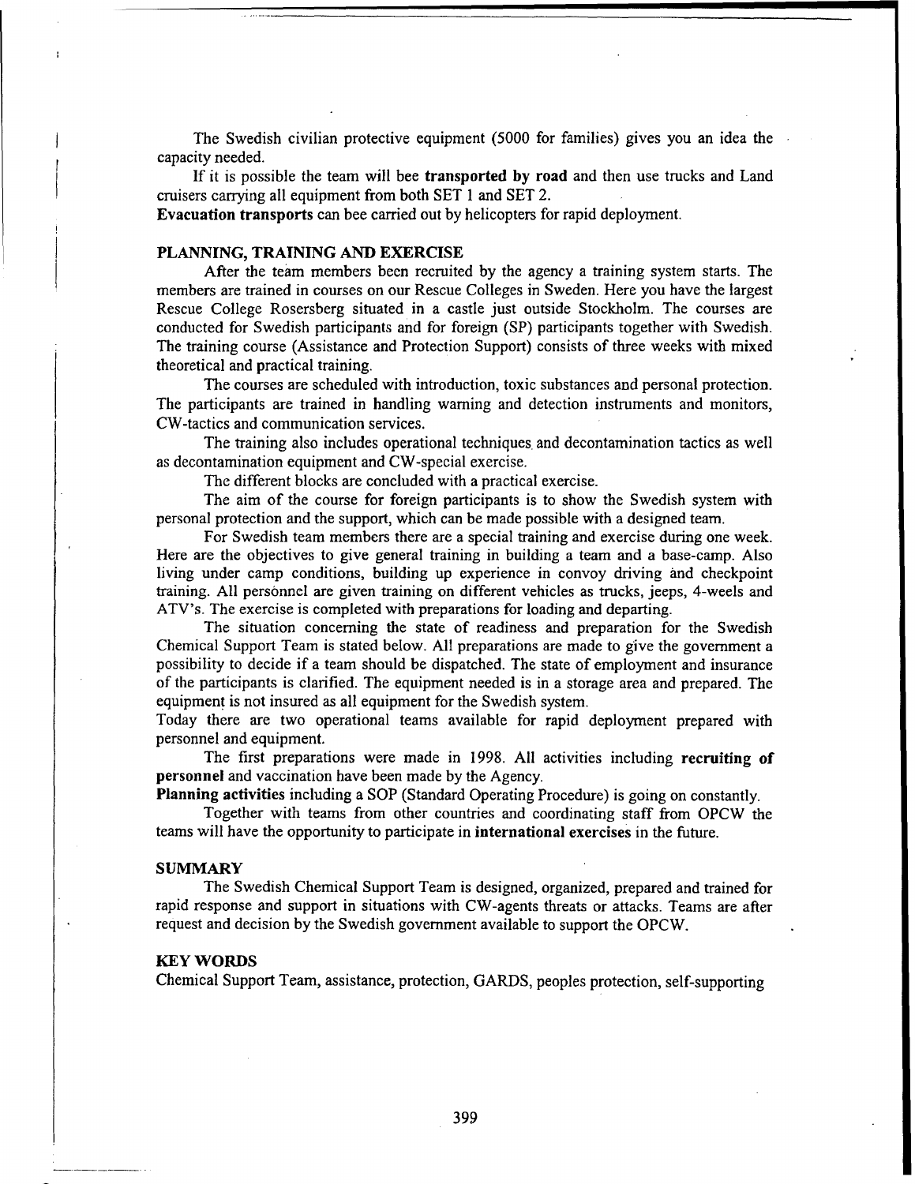The Swedish civilian protective equipment (5000 for families) gives you an idea the capacity needed.

If it is possible the team will bee **transported by road** and then use trucks and Land cruisers carrying all equipment from both SET 1 and SET 2.

**Evacuation transports** can bee carried out by helicopters for rapid deployment.

## PLANNING, TRAINING AND EXERCISE

After the team members been recruited by the agency a training system starts. The members are trained in courses on our Rescue Colleges in Sweden. Here you have the largest Rescue College Rosersberg situated in a castle just outside Stockholm. The courses are conducted for Swedish participants and for foreign (SP) participants together with Swedish. The training course (Assistance and Protection Support) consists of three weeks with mixed theoretical and practical training.

The courses are scheduled with introduction, toxic substances and personal protection. The participants are trained in handling warning and detection instruments and monitors, CW-tactics and communication services.

The training also includes operational techniques and decontamination tactics as well as decontamination equipment and CW-special exercise.

The different blocks are concluded with a practical exercise.

The aim of the course for foreign participants is to show the Swedish system with personal protection and the support, which can be made possible with a designed team.

For Swedish team members there are a special training and exercise during one week. Here are the objectives to give general training in building a team and a base-camp. Also living under camp conditions, building up experience in convoy driving and checkpoint training. All personnel are given training on different vehicles as trucks, jeeps, 4-weels and ATV's. The exercise is completed with preparations for loading and departing.

The situation concerning the state of readiness and preparation for the Swedish Chemical Support Team is stated below. All preparations are made to give the government a possibility to decide if a team should be dispatched. The state of employment and insurance of the participants is clarified. The equipment needed is in a storage area and prepared. The equipment is not insured as all equipment for the Swedish system.

Today there are two operational teams available for rapid deployment prepared with personnel and equipment.

The first preparations were made in 1998. All activities including **recruiting of personnel** and vaccination have been made by the Agency.

**Planning activities** including a SOP (Standard Operating Procedure) is going on constantly.

Together with teams from other countries and coordinating staff from OPCW the teams will have the opportunity to participate in **international exercises** in the future.

## SUMMARY

The Swedish Chemical Support Team is designed, organized, prepared and trained for rapid response and support in situations with CW-agents threats or attacks. Teams are after request and decision by the Swedish government available to support the OPCW.

## KEY WORDS

Chemical Support Team, assistance, protection, GARDS, peoples protection, self-supporting